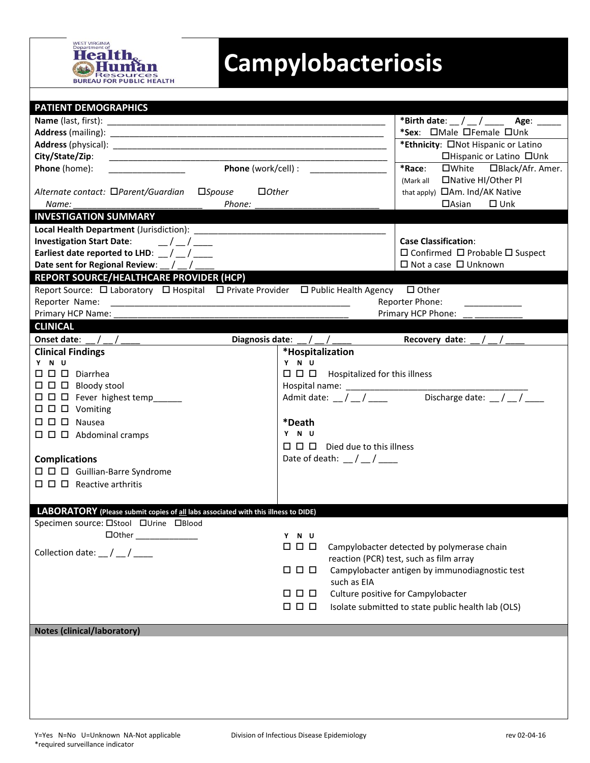WEST VIRGINIA Department of Health & Human Resources BUREAU FOR PUBLIC HEALTH

# Campylobacteriosis

## PATIENT DEMOGRAPHICS

**Name** (last, first): ____________________________________________________________

**Address** (mailing): ____________________________________________________________

**Address** (physical): ____________________________________________________________

**City/State/Zip**: ____________________________________________________________

**Phone** (home): ________________ **Phone** (work/cell) : ________________

*Alternate contact:* ☐*Parent/Guardian* ☐*Spouse* ☐*Other*

*Name:* ___________________________ *Phone:* ___________________________

***Birth date**: __ / __ / ____ **Age**: _____

***Sex**: ☐Male ☐Female ☐Unk

***Ethnicity**: ☐Not Hispanic or Latino ☐Hispanic or Latino ☐Unk

***Race**: (Mark all that apply) ☐White ☐Black/Afr. Amer. ☐Native HI/Other PI ☐Am. Ind/AK Native ☐Asian ☐ Unk

## INVESTIGATION SUMMARY

**Local Health Department** (Jurisdiction): ________________________________________

**Investigation Start Date**: __ / __ / ____

**Earliest date reported to LHD**: __ / __ / ____

**Date sent for Regional Review**: __ / __ / ____

**Case Classification**:
☐ Confirmed ☐ Probable ☐ Suspect
☐ Not a case ☐ Unknown

## REPORT SOURCE/HEALTHCARE PROVIDER (HCP)

Report Source: ☐ Laboratory ☐ Hospital ☐ Private Provider ☐ Public Health Agency ☐ Other

Reporter Name: ____________________________________________________ Reporter Phone: ____________

Primary HCP Name: ________________________________________________ Primary HCP Phone: __ __________

## CLINICAL

**Onset date**: __ / __ / ____ **Diagnosis date**: __ / __ / ____ **Recovery date**: __ / __ / ____

### Clinical Findings

| Y | N | U | |
|---|---|---|---|
| ☐ | ☐ | ☐ | Diarrhea |
| ☐ | ☐ | ☐ | Bloody stool |
| ☐ | ☐ | ☐ | Fever highest temp______ |
| ☐ | ☐ | ☐ | Vomiting |
| ☐ | ☐ | ☐ | Nausea |
| ☐ | ☐ | ☐ | Abdominal cramps |

### Complications

| Y | N | U | |
|---|---|---|---|
| ☐ | ☐ | ☐ | Guillian-Barre Syndrome |
| ☐ | ☐ | ☐ | Reactive arthritis |

### *Hospitalization

| Y | N | U | |
|---|---|---|---|
| ☐ | ☐ | ☐ | Hospitalized for this illness |

Hospital name: ________________________________________

Admit date: __ / __ / ____ Discharge date: __ / __ / ____

### *Death

| Y | N | U | |
|---|---|---|---|
| ☐ | ☐ | ☐ | Died due to this illness |

Date of death: __ / __ / ____

## LABORATORY (Please submit copies of all labs associated with this illness to DIDE)

Specimen source: ☐Stool ☐Urine ☐Blood ☐Other ______________

Collection date: __ / __ / ____

| Y | N | U | |
|---|---|---|---|
| ☐ | ☐ | ☐ | Campylobacter detected by polymerase chain reaction (PCR) test, such as film array |
| ☐ | ☐ | ☐ | Campylobacter antigen by immunodiagnostic test such as EIA |
| ☐ | ☐ | ☐ | Culture positive for Campylobacter |
| ☐ | ☐ | ☐ | Isolate submitted to state public health lab (OLS) |

## Notes (clinical/laboratory)

Y=Yes N=No U=Unknown NA-Not applicable
*required surveillance indicator

Division of Infectious Disease Epidemiology

rev 02-04-16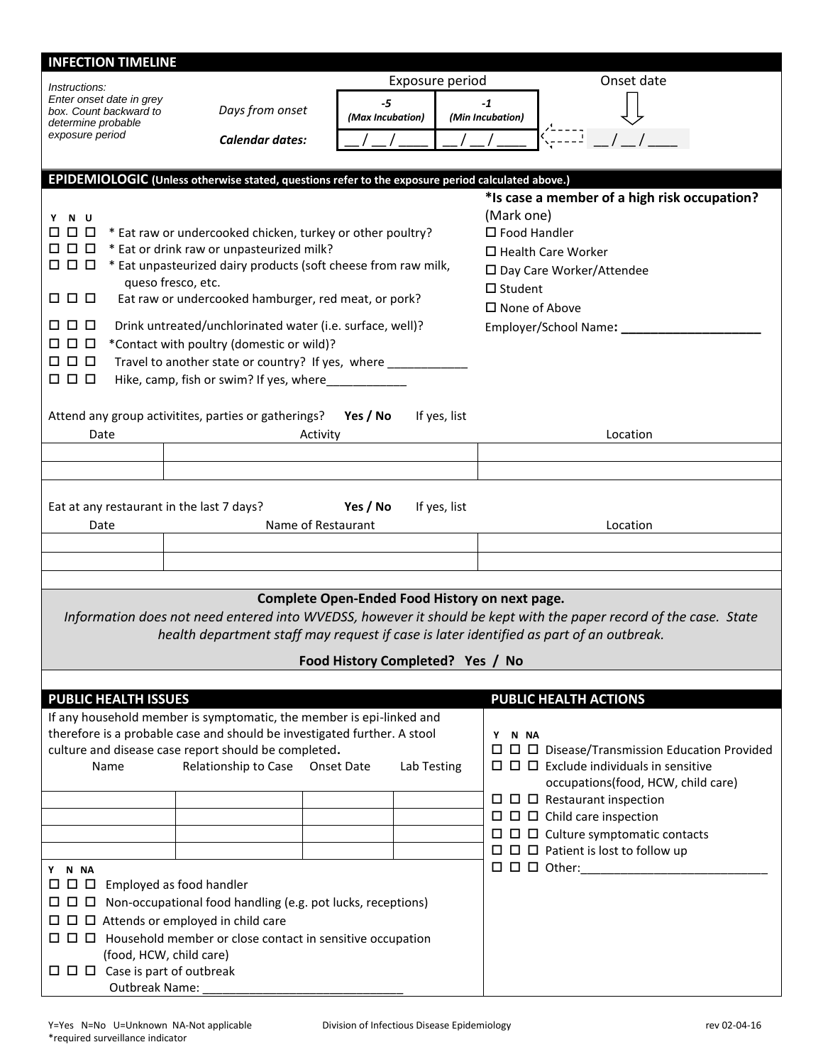## INFECTION TIMELINE

*Instructions: Enter onset date in grey box. Count backward to determine probable exposure period*

| | Exposure period | | Onset date |
|---|---|---|---|
| *Days from onset* | *-5 (Max Incubation)* | *-1 (Min Incubation)* | ⇩ |
| ***Calendar dates:*** | __ / __ / ____ | __ / __ / ____ | ⇠ __ / __ / ____ |

## EPIDEMIOLOGIC (Unless otherwise stated, questions refer to the exposure period calculated above.)

Y N U
- ☐ ☐ ☐ * Eat raw or undercooked chicken, turkey or other poultry?
- ☐ ☐ ☐ * Eat or drink raw or unpasteurized milk?
- ☐ ☐ ☐ * Eat unpasteurized dairy products (soft cheese from raw milk, queso fresco, etc.
- ☐ ☐ ☐ Eat raw or undercooked hamburger, red meat, or pork?
- ☐ ☐ ☐ Drink untreated/unchlorinated water (i.e. surface, well)?
- ☐ ☐ ☐ *Contact with poultry (domestic or wild)?
- ☐ ☐ ☐ Travel to another state or country? If yes, where ____________
- ☐ ☐ ☐ Hike, camp, fish or swim? If yes, where____________

**\*Is case a member of a high risk occupation?** (Mark one)
- ☐ Food Handler
- ☐ Health Care Worker
- ☐ Day Care Worker/Attendee
- ☐ Student
- ☐ None of Above

Employer/School Name**:** ____________________

Attend any group activitites, parties or gatherings? **Yes / No** If yes, list

| Date | Activity | Location |
|---|---|---|
| | | |
| | | |

Eat at any restaurant in the last 7 days? **Yes / No** If yes, list

| Date | Name of Restaurant | Location |
|---|---|---|
| | | |
| | | |

**Complete Open-Ended Food History on next page.**

*Information does not need entered into WVEDSS, however it should be kept with the paper record of the case. State health department staff may request if case is later identified as part of an outbreak.*

**Food History Completed? Yes / No**

## PUBLIC HEALTH ISSUES

If any household member is symptomatic, the member is epi-linked and therefore is a probable case and should be investigated further. A stool culture and disease case report should be completed**.**

| Name | Relationship to Case | Onset Date | Lab Testing |
|---|---|---|---|
| | | | |
| | | | |
| | | | |
| | | | |

Y N NA
- ☐ ☐ ☐ Employed as food handler
- ☐ ☐ ☐ Non-occupational food handling (e.g. pot lucks, receptions)
- ☐ ☐ ☐ Attends or employed in child care
- ☐ ☐ ☐ Household member or close contact in sensitive occupation (food, HCW, child care)
- ☐ ☐ ☐ Case is part of outbreak
  Outbreak Name: ______________________________

## PUBLIC HEALTH ACTIONS

Y N NA
- ☐ ☐ ☐ Disease/Transmission Education Provided
- ☐ ☐ ☐ Exclude individuals in sensitive occupations(food, HCW, child care)
- ☐ ☐ ☐ Restaurant inspection
- ☐ ☐ ☐ Child care inspection
- ☐ ☐ ☐ Culture symptomatic contacts
- ☐ ☐ ☐ Patient is lost to follow up
- ☐ ☐ ☐ Other:____________________________

Y=Yes N=No U=Unknown NA-Not applicable
*required surveillance indicator

Division of Infectious Disease Epidemiology rev 02-04-16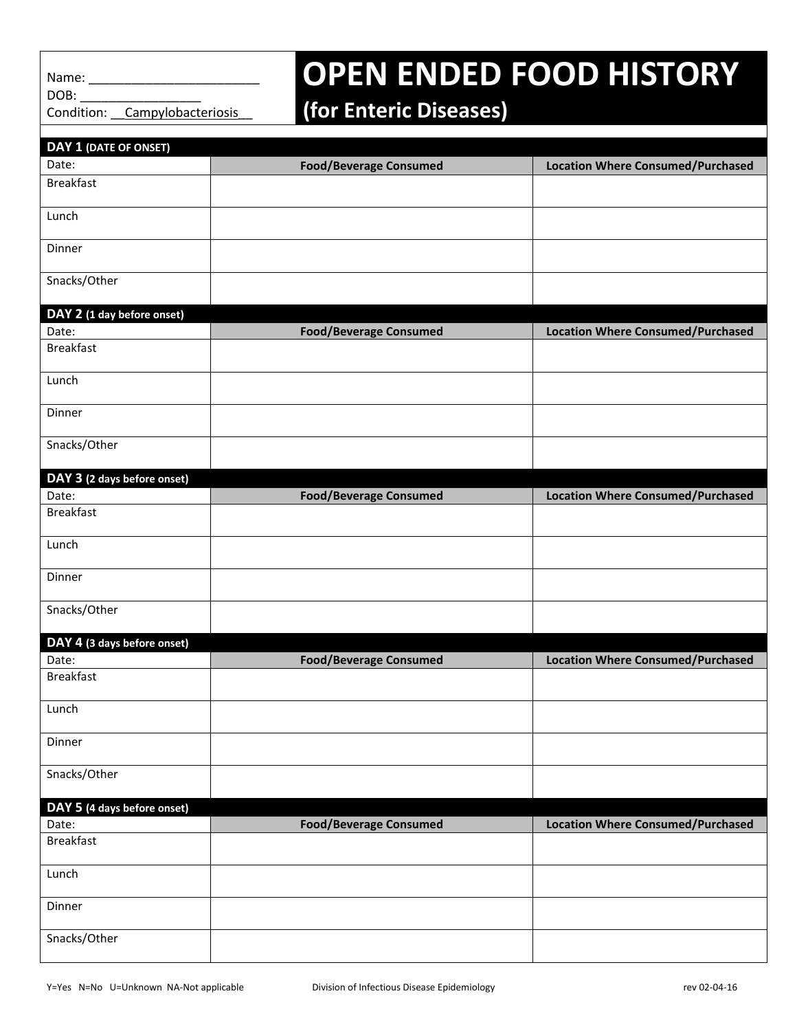Name: _______________________

DOB: ________________

Condition: __Campylobacteriosis__

# OPEN ENDED FOOD HISTORY

## (for Enteric Diseases)

| **DAY 1** (DATE OF ONSET) | | |
|---|---|---|
| Date: | **Food/Beverage Consumed** | **Location Where Consumed/Purchased** |
| Breakfast | | |
| Lunch | | |
| Dinner | | |
| Snacks/Other | | |

| **DAY 2** (1 day before onset) | | |
|---|---|---|
| Date: | **Food/Beverage Consumed** | **Location Where Consumed/Purchased** |
| Breakfast | | |
| Lunch | | |
| Dinner | | |
| Snacks/Other | | |

| **DAY 3** (2 days before onset) | | |
|---|---|---|
| Date: | **Food/Beverage Consumed** | **Location Where Consumed/Purchased** |
| Breakfast | | |
| Lunch | | |
| Dinner | | |
| Snacks/Other | | |

| **DAY 4** (3 days before onset) | | |
|---|---|---|
| Date: | **Food/Beverage Consumed** | **Location Where Consumed/Purchased** |
| Breakfast | | |
| Lunch | | |
| Dinner | | |
| Snacks/Other | | |

| **DAY 5** (4 days before onset) | | |
|---|---|---|
| Date: | **Food/Beverage Consumed** | **Location Where Consumed/Purchased** |
| Breakfast | | |
| Lunch | | |
| Dinner | | |
| Snacks/Other | | |

Y=Yes N=No U=Unknown NA-Not applicable